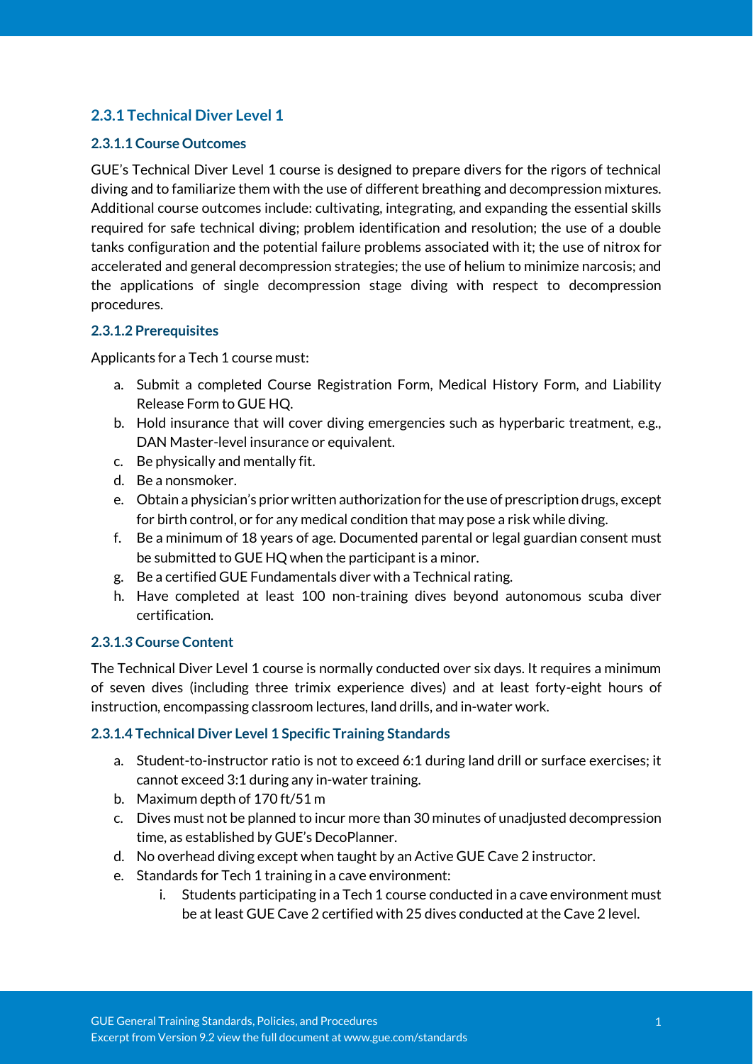## 2.3.1 Technical Diver Level 1

### 2.3.1.1 Course Outcomes

GUE's Technical Diver Level 1 course is designed to prepare divers for the rigors of technical diving and to familiarize them with the use of different breathing and decompression mixtures. Additional course outcomes include: cultivating, integrating, and expanding the essential skills required for safe technical diving; problem identification and resolution; the use of a double tanks configuration and the potential failure problems associated with it; the use of nitrox for accelerated and general decompression strategies; the use of helium to minimize narcosis; and the applications of single decompression stage diving with respect to decompression procedures.

### 2.3.1.2 Prerequisites

Applicants for a Tech 1 course must:

a. Submit a completed Course Registration Form, Medical History Form, and Liability Release Form to GUE HQ.
b. Hold insurance that will cover diving emergencies such as hyperbaric treatment, e.g., DAN Master-level insurance or equivalent.
c. Be physically and mentally fit.
d. Be a nonsmoker.
e. Obtain a physician's prior written authorization for the use of prescription drugs, except for birth control, or for any medical condition that may pose a risk while diving.
f. Be a minimum of 18 years of age. Documented parental or legal guardian consent must be submitted to GUE HQ when the participant is a minor.
g. Be a certified GUE Fundamentals diver with a Technical rating.
h. Have completed at least 100 non-training dives beyond autonomous scuba diver certification.

### 2.3.1.3 Course Content

The Technical Diver Level 1 course is normally conducted over six days. It requires a minimum of seven dives (including three trimix experience dives) and at least forty-eight hours of instruction, encompassing classroom lectures, land drills, and in-water work.

### 2.3.1.4 Technical Diver Level 1 Specific Training Standards

a. Student-to-instructor ratio is not to exceed 6:1 during land drill or surface exercises; it cannot exceed 3:1 during any in-water training.
b. Maximum depth of 170 ft/51 m
c. Dives must not be planned to incur more than 30 minutes of unadjusted decompression time, as established by GUE's DecoPlanner.
d. No overhead diving except when taught by an Active GUE Cave 2 instructor.
e. Standards for Tech 1 training in a cave environment:
    i. Students participating in a Tech 1 course conducted in a cave environment must be at least GUE Cave 2 certified with 25 dives conducted at the Cave 2 level.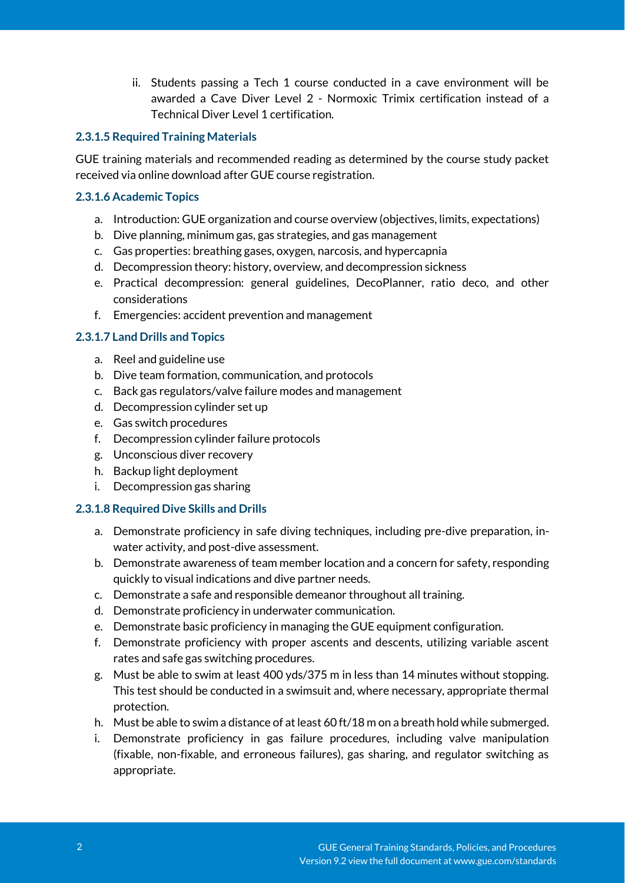ii. Students passing a Tech 1 course conducted in a cave environment will be awarded a Cave Diver Level 2 - Normoxic Trimix certification instead of a Technical Diver Level 1 certification.

#### 2.3.1.5 Required Training Materials

GUE training materials and recommended reading as determined by the course study packet received via online download after GUE course registration.

#### 2.3.1.6 Academic Topics

a. Introduction: GUE organization and course overview (objectives, limits, expectations)
b. Dive planning, minimum gas, gas strategies, and gas management
c. Gas properties: breathing gases, oxygen, narcosis, and hypercapnia
d. Decompression theory: history, overview, and decompression sickness
e. Practical decompression: general guidelines, DecoPlanner, ratio deco, and other considerations
f. Emergencies: accident prevention and management

#### 2.3.1.7 Land Drills and Topics

a. Reel and guideline use
b. Dive team formation, communication, and protocols
c. Back gas regulators/valve failure modes and management
d. Decompression cylinder set up
e. Gas switch procedures
f. Decompression cylinder failure protocols
g. Unconscious diver recovery
h. Backup light deployment
i. Decompression gas sharing

#### 2.3.1.8 Required Dive Skills and Drills

a. Demonstrate proficiency in safe diving techniques, including pre-dive preparation, in-water activity, and post-dive assessment.
b. Demonstrate awareness of team member location and a concern for safety, responding quickly to visual indications and dive partner needs.
c. Demonstrate a safe and responsible demeanor throughout all training.
d. Demonstrate proficiency in underwater communication.
e. Demonstrate basic proficiency in managing the GUE equipment configuration.
f. Demonstrate proficiency with proper ascents and descents, utilizing variable ascent rates and safe gas switching procedures.
g. Must be able to swim at least 400 yds/375 m in less than 14 minutes without stopping. This test should be conducted in a swimsuit and, where necessary, appropriate thermal protection.
h. Must be able to swim a distance of at least 60 ft/18 m on a breath hold while submerged.
i. Demonstrate proficiency in gas failure procedures, including valve manipulation (fixable, non-fixable, and erroneous failures), gas sharing, and regulator switching as appropriate.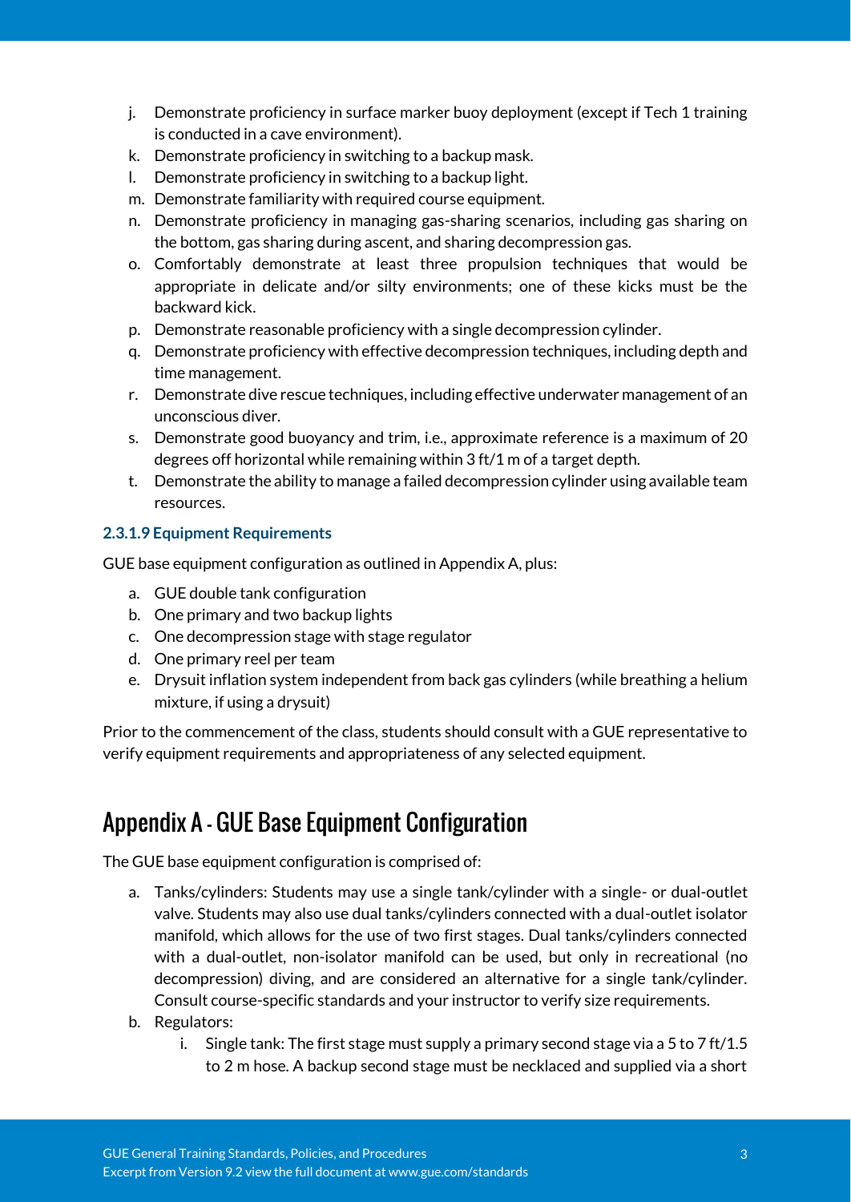j. Demonstrate proficiency in surface marker buoy deployment (except if Tech 1 training is conducted in a cave environment).
k. Demonstrate proficiency in switching to a backup mask.
l. Demonstrate proficiency in switching to a backup light.
m. Demonstrate familiarity with required course equipment.
n. Demonstrate proficiency in managing gas-sharing scenarios, including gas sharing on the bottom, gas sharing during ascent, and sharing decompression gas.
o. Comfortably demonstrate at least three propulsion techniques that would be appropriate in delicate and/or silty environments; one of these kicks must be the backward kick.
p. Demonstrate reasonable proficiency with a single decompression cylinder.
q. Demonstrate proficiency with effective decompression techniques, including depth and time management.
r. Demonstrate dive rescue techniques, including effective underwater management of an unconscious diver.
s. Demonstrate good buoyancy and trim, i.e., approximate reference is a maximum of 20 degrees off horizontal while remaining within 3 ft/1 m of a target depth.
t. Demonstrate the ability to manage a failed decompression cylinder using available team resources.

#### 2.3.1.9 Equipment Requirements

GUE base equipment configuration as outlined in Appendix A, plus:

a. GUE double tank configuration
b. One primary and two backup lights
c. One decompression stage with stage regulator
d. One primary reel per team
e. Drysuit inflation system independent from back gas cylinders (while breathing a helium mixture, if using a drysuit)

Prior to the commencement of the class, students should consult with a GUE representative to verify equipment requirements and appropriateness of any selected equipment.

# Appendix A - GUE Base Equipment Configuration

The GUE base equipment configuration is comprised of:

a. Tanks/cylinders: Students may use a single tank/cylinder with a single- or dual-outlet valve. Students may also use dual tanks/cylinders connected with a dual-outlet isolator manifold, which allows for the use of two first stages. Dual tanks/cylinders connected with a dual-outlet, non-isolator manifold can be used, but only in recreational (no decompression) diving, and are considered an alternative for a single tank/cylinder. Consult course-specific standards and your instructor to verify size requirements.
b. Regulators:
    i. Single tank: The first stage must supply a primary second stage via a 5 to 7 ft/1.5 to 2 m hose. A backup second stage must be necklaced and supplied via a short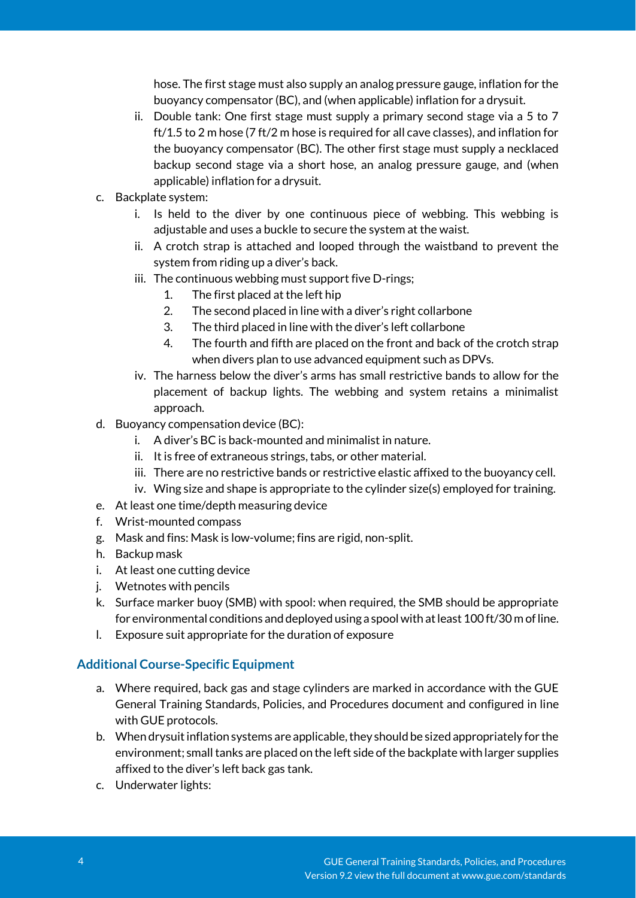hose. The first stage must also supply an analog pressure gauge, inflation for the buoyancy compensator (BC), and (when applicable) inflation for a drysuit.

ii. Double tank: One first stage must supply a primary second stage via a 5 to 7 ft/1.5 to 2 m hose (7 ft/2 m hose is required for all cave classes), and inflation for the buoyancy compensator (BC). The other first stage must supply a necklaced backup second stage via a short hose, an analog pressure gauge, and (when applicable) inflation for a drysuit.

c. Backplate system:
   i. Is held to the diver by one continuous piece of webbing. This webbing is adjustable and uses a buckle to secure the system at the waist.
   ii. A crotch strap is attached and looped through the waistband to prevent the system from riding up a diver's back.
   iii. The continuous webbing must support five D-rings;
      1. The first placed at the left hip
      2. The second placed in line with a diver's right collarbone
      3. The third placed in line with the diver's left collarbone
      4. The fourth and fifth are placed on the front and back of the crotch strap when divers plan to use advanced equipment such as DPVs.
   iv. The harness below the diver's arms has small restrictive bands to allow for the placement of backup lights. The webbing and system retains a minimalist approach.

d. Buoyancy compensation device (BC):
   i. A diver's BC is back-mounted and minimalist in nature.
   ii. It is free of extraneous strings, tabs, or other material.
   iii. There are no restrictive bands or restrictive elastic affixed to the buoyancy cell.
   iv. Wing size and shape is appropriate to the cylinder size(s) employed for training.

e. At least one time/depth measuring device

f. Wrist-mounted compass

g. Mask and fins: Mask is low-volume; fins are rigid, non-split.

h. Backup mask

i. At least one cutting device

j. Wetnotes with pencils

k. Surface marker buoy (SMB) with spool: when required, the SMB should be appropriate for environmental conditions and deployed using a spool with at least 100 ft/30 m of line.

l. Exposure suit appropriate for the duration of exposure

## Additional Course-Specific Equipment

a. Where required, back gas and stage cylinders are marked in accordance with the GUE General Training Standards, Policies, and Procedures document and configured in line with GUE protocols.

b. When drysuit inflation systems are applicable, they should be sized appropriately for the environment; small tanks are placed on the left side of the backplate with larger supplies affixed to the diver's left back gas tank.

c. Underwater lights: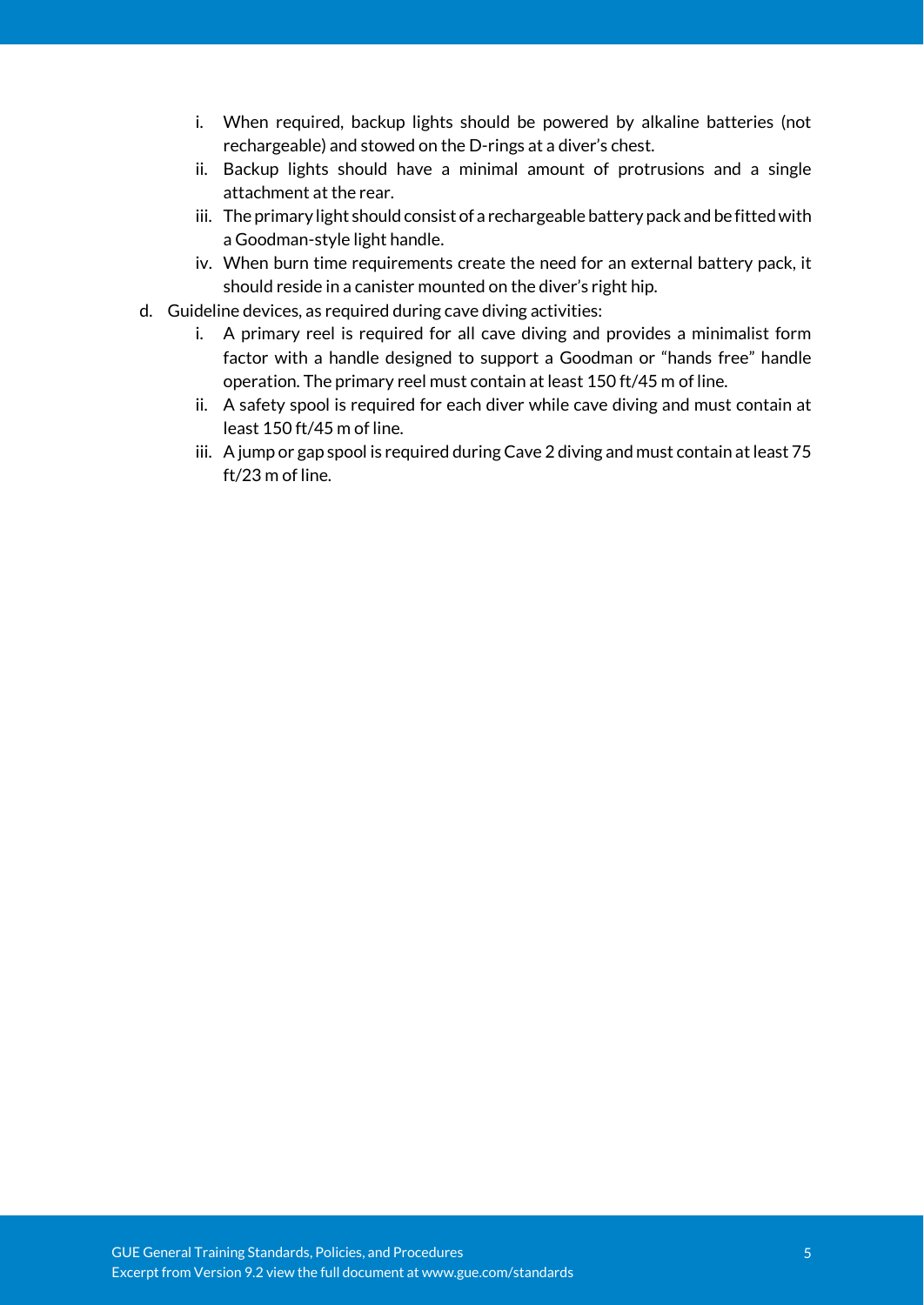i. When required, backup lights should be powered by alkaline batteries (not rechargeable) and stowed on the D-rings at a diver's chest.
   ii. Backup lights should have a minimal amount of protrusions and a single attachment at the rear.
   iii. The primary light should consist of a rechargeable battery pack and be fitted with a Goodman-style light handle.
   iv. When burn time requirements create the need for an external battery pack, it should reside in a canister mounted on the diver's right hip.

d. Guideline devices, as required during cave diving activities:
   i. A primary reel is required for all cave diving and provides a minimalist form factor with a handle designed to support a Goodman or "hands free" handle operation. The primary reel must contain at least 150 ft/45 m of line.
   ii. A safety spool is required for each diver while cave diving and must contain at least 150 ft/45 m of line.
   iii. A jump or gap spool is required during Cave 2 diving and must contain at least 75 ft/23 m of line.